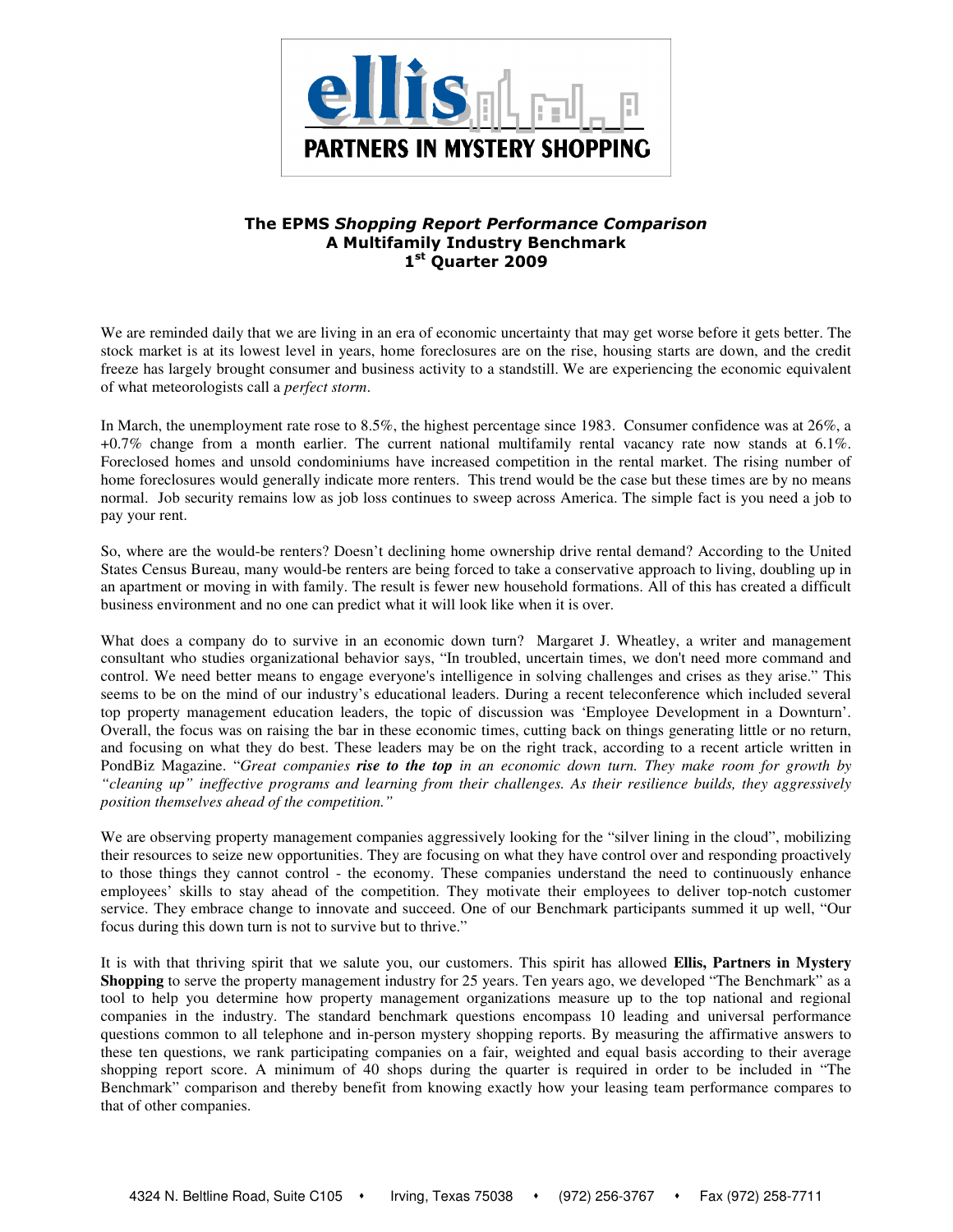**ellis**

**PARTNERS IN MYSTERY SHOPPING**

# The EPMS *Shopping Report Performance Comparison*
## A Multifamily Industry Benchmark
## 1st Quarter 2009

We are reminded daily that we are living in an era of economic uncertainty that may get worse before it gets better. The stock market is at its lowest level in years, home foreclosures are on the rise, housing starts are down, and the credit freeze has largely brought consumer and business activity to a standstill. We are experiencing the economic equivalent of what meteorologists call a *perfect storm*.

In March, the unemployment rate rose to 8.5%, the highest percentage since 1983. Consumer confidence was at 26%, a +0.7% change from a month earlier. The current national multifamily rental vacancy rate now stands at 6.1%. Foreclosed homes and unsold condominiums have increased competition in the rental market. The rising number of home foreclosures would generally indicate more renters. This trend would be the case but these times are by no means normal. Job security remains low as job loss continues to sweep across America. The simple fact is you need a job to pay your rent.

So, where are the would-be renters? Doesn't declining home ownership drive rental demand? According to the United States Census Bureau, many would-be renters are being forced to take a conservative approach to living, doubling up in an apartment or moving in with family. The result is fewer new household formations. All of this has created a difficult business environment and no one can predict what it will look like when it is over.

What does a company do to survive in an economic down turn? Margaret J. Wheatley, a writer and management consultant who studies organizational behavior says, "In troubled, uncertain times, we don't need more command and control. We need better means to engage everyone's intelligence in solving challenges and crises as they arise." This seems to be on the mind of our industry's educational leaders. During a recent teleconference which included several top property management education leaders, the topic of discussion was 'Employee Development in a Downturn'. Overall, the focus was on raising the bar in these economic times, cutting back on things generating little or no return, and focusing on what they do best. These leaders may be on the right track, according to a recent article written in PondBiz Magazine. "*Great companies **rise to the top** in an economic down turn. They make room for growth by "cleaning up" ineffective programs and learning from their challenges. As their resilience builds, they aggressively position themselves ahead of the competition."*

We are observing property management companies aggressively looking for the "silver lining in the cloud", mobilizing their resources to seize new opportunities. They are focusing on what they have control over and responding proactively to those things they cannot control - the economy. These companies understand the need to continuously enhance employees' skills to stay ahead of the competition. They motivate their employees to deliver top-notch customer service. They embrace change to innovate and succeed. One of our Benchmark participants summed it up well, "Our focus during this down turn is not to survive but to thrive."

It is with that thriving spirit that we salute you, our customers. This spirit has allowed **Ellis, Partners in Mystery Shopping** to serve the property management industry for 25 years. Ten years ago, we developed "The Benchmark" as a tool to help you determine how property management organizations measure up to the top national and regional companies in the industry. The standard benchmark questions encompass 10 leading and universal performance questions common to all telephone and in-person mystery shopping reports. By measuring the affirmative answers to these ten questions, we rank participating companies on a fair, weighted and equal basis according to their average shopping report score. A minimum of 40 shops during the quarter is required in order to be included in "The Benchmark" comparison and thereby benefit from knowing exactly how your leasing team performance compares to that of other companies.

4324 N. Beltline Road, Suite C105 • Irving, Texas 75038 • (972) 256-3767 • Fax (972) 258-7711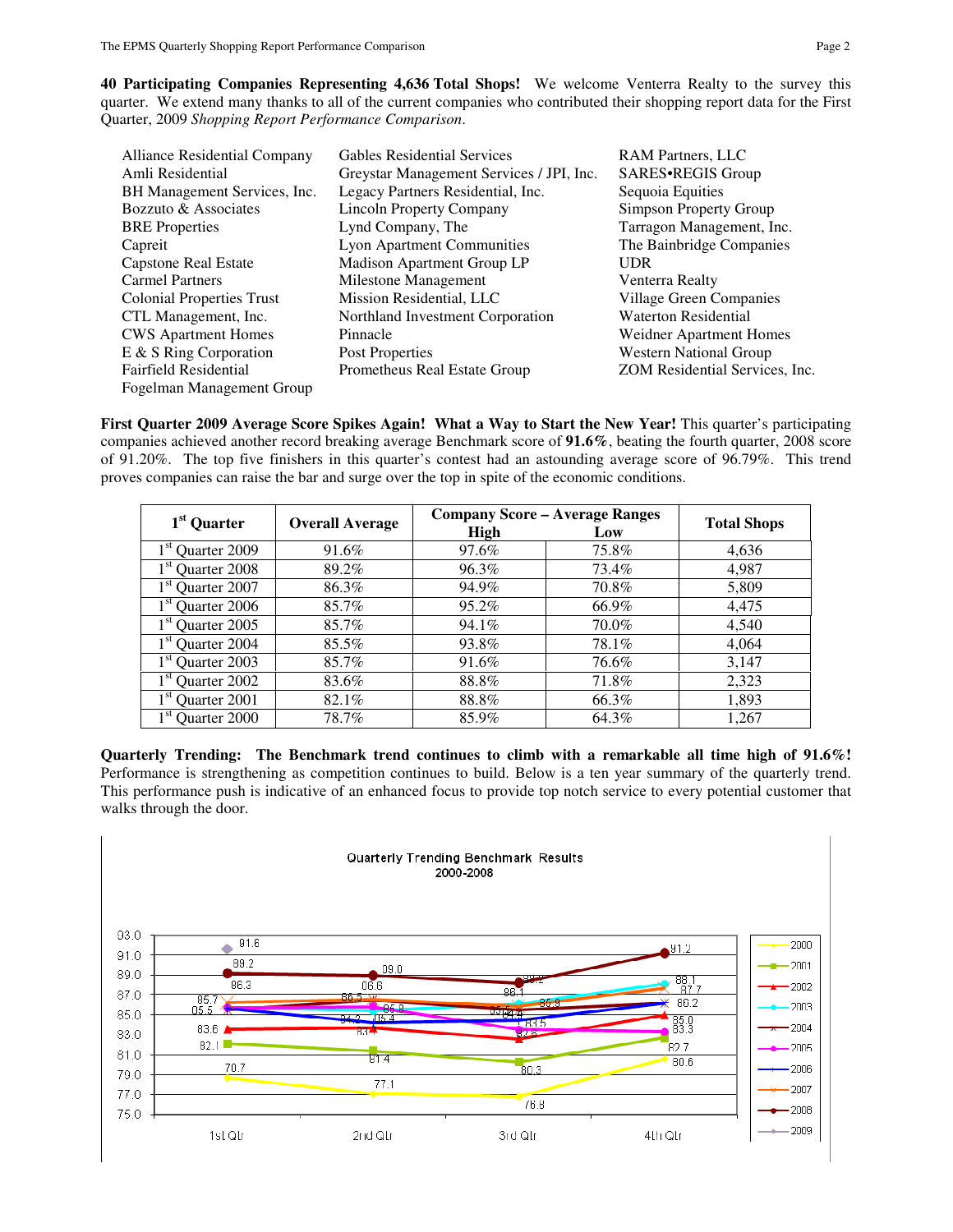**40 Participating Companies Representing 4,636 Total Shops!** We welcome Venterra Realty to the survey this quarter. We extend many thanks to all of the current companies who contributed their shopping report data for the First Quarter, 2009 *Shopping Report Performance Comparison*.

Alliance Residential Company
Amli Residential
BH Management Services, Inc.
Bozzuto & Associates
BRE Properties
Capreit
Capstone Real Estate
Carmel Partners
Colonial Properties Trust
CTL Management, Inc.
CWS Apartment Homes
E & S Ring Corporation
Fairfield Residential
Fogelman Management Group
Gables Residential Services
Greystar Management Services / JPI, Inc.
Legacy Partners Residential, Inc.
Lincoln Property Company
Lynd Company, The
Lyon Apartment Communities
Madison Apartment Group LP
Milestone Management
Mission Residential, LLC
Northland Investment Corporation
Pinnacle
Post Properties
Prometheus Real Estate Group
RAM Partners, LLC
SARES•REGIS Group
Sequoia Equities
Simpson Property Group
Tarragon Management, Inc.
The Bainbridge Companies
UDR
Venterra Realty
Village Green Companies
Waterton Residential
Weidner Apartment Homes
Western National Group
ZOM Residential Services, Inc.

**First Quarter 2009 Average Score Spikes Again! What a Way to Start the New Year!** This quarter's participating companies achieved another record breaking average Benchmark score of **91.6%**, beating the fourth quarter, 2008 score of 91.20%. The top five finishers in this quarter's contest had an astounding average score of 96.79%. This trend proves companies can raise the bar and surge over the top in spite of the economic conditions.

| 1st Quarter | Overall Average | Company Score – Average Ranges | | Total Shops |
|---|---|---|---|---|
| | | High | Low | |
| 1st Quarter 2009 | 91.6% | 97.6% | 75.8% | 4,636 |
| 1st Quarter 2008 | 89.2% | 96.3% | 73.4% | 4,987 |
| 1st Quarter 2007 | 86.3% | 94.9% | 70.8% | 5,809 |
| 1st Quarter 2006 | 85.7% | 95.2% | 66.9% | 4,475 |
| 1st Quarter 2005 | 85.7% | 94.1% | 70.0% | 4,540 |
| 1st Quarter 2004 | 85.5% | 93.8% | 78.1% | 4,064 |
| 1st Quarter 2003 | 85.7% | 91.6% | 76.6% | 3,147 |
| 1st Quarter 2002 | 83.6% | 88.8% | 71.8% | 2,323 |
| 1st Quarter 2001 | 82.1% | 88.8% | 66.3% | 1,893 |
| 1st Quarter 2000 | 78.7% | 85.9% | 64.3% | 1,267 |

**Quarterly Trending: The Benchmark trend continues to climb with a remarkable all time high of 91.6%!** Performance is strengthening as competition continues to build. Below is a ten year summary of the quarterly trend. This performance push is indicative of an enhanced focus to provide top notch service to every potential customer that walks through the door.

Quarterly Trending Benchmark Results
2000-2008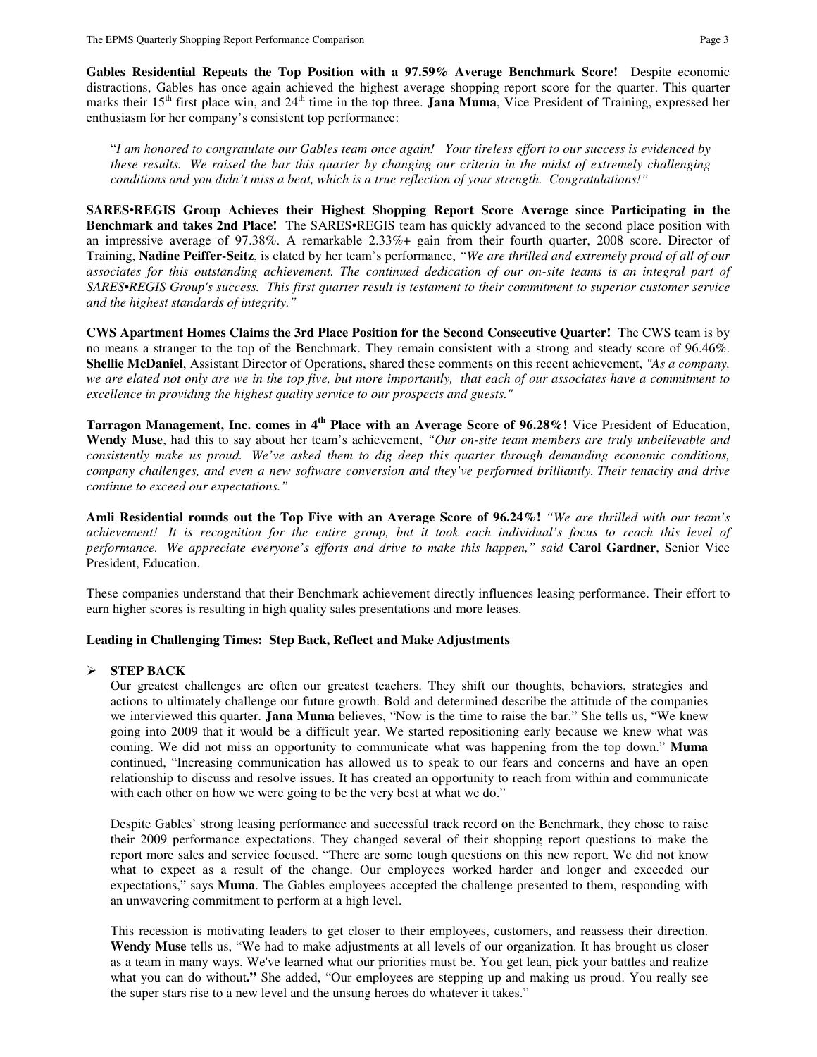**Gables Residential Repeats the Top Position with a 97.59% Average Benchmark Score!** Despite economic distractions, Gables has once again achieved the highest average shopping report score for the quarter. This quarter marks their 15th first place win, and 24th time in the top three. **Jana Muma**, Vice President of Training, expressed her enthusiasm for her company's consistent top performance:

> "*I am honored to congratulate our Gables team once again! Your tireless effort to our success is evidenced by these results. We raised the bar this quarter by changing our criteria in the midst of extremely challenging conditions and you didn't miss a beat, which is a true reflection of your strength. Congratulations!"*

**SARES•REGIS Group Achieves their Highest Shopping Report Score Average since Participating in the Benchmark and takes 2nd Place!** The SARES•REGIS team has quickly advanced to the second place position with an impressive average of 97.38%. A remarkable 2.33%+ gain from their fourth quarter, 2008 score. Director of Training, **Nadine Peiffer-Seitz**, is elated by her team's performance, *"We are thrilled and extremely proud of all of our associates for this outstanding achievement. The continued dedication of our on-site teams is an integral part of SARES•REGIS Group's success. This first quarter result is testament to their commitment to superior customer service and the highest standards of integrity."*

**CWS Apartment Homes Claims the 3rd Place Position for the Second Consecutive Quarter!** The CWS team is by no means a stranger to the top of the Benchmark. They remain consistent with a strong and steady score of 96.46%. **Shellie McDaniel**, Assistant Director of Operations, shared these comments on this recent achievement, *"As a company, we are elated not only are we in the top five, but more importantly, that each of our associates have a commitment to excellence in providing the highest quality service to our prospects and guests."*

**Tarragon Management, Inc. comes in 4th Place with an Average Score of 96.28%!** Vice President of Education, **Wendy Muse**, had this to say about her team's achievement, *"Our on-site team members are truly unbelievable and consistently make us proud. We've asked them to dig deep this quarter through demanding economic conditions, company challenges, and even a new software conversion and they've performed brilliantly. Their tenacity and drive continue to exceed our expectations."*

**Amli Residential rounds out the Top Five with an Average Score of 96.24%!** *"We are thrilled with our team's achievement! It is recognition for the entire group, but it took each individual's focus to reach this level of performance. We appreciate everyone's efforts and drive to make this happen," said* **Carol Gardner**, Senior Vice President, Education.

These companies understand that their Benchmark achievement directly influences leasing performance. Their effort to earn higher scores is resulting in high quality sales presentations and more leases.

**Leading in Challenging Times: Step Back, Reflect and Make Adjustments**

- **STEP BACK**

  Our greatest challenges are often our greatest teachers. They shift our thoughts, behaviors, strategies and actions to ultimately challenge our future growth. Bold and determined describe the attitude of the companies we interviewed this quarter. **Jana Muma** believes, "Now is the time to raise the bar." She tells us, "We knew going into 2009 that it would be a difficult year. We started repositioning early because we knew what was coming. We did not miss an opportunity to communicate what was happening from the top down." **Muma** continued, "Increasing communication has allowed us to speak to our fears and concerns and have an open relationship to discuss and resolve issues. It has created an opportunity to reach from within and communicate with each other on how we were going to be the very best at what we do."

  Despite Gables' strong leasing performance and successful track record on the Benchmark, they chose to raise their 2009 performance expectations. They changed several of their shopping report questions to make the report more sales and service focused. "There are some tough questions on this new report. We did not know what to expect as a result of the change. Our employees worked harder and longer and exceeded our expectations," says **Muma**. The Gables employees accepted the challenge presented to them, responding with an unwavering commitment to perform at a high level.

  This recession is motivating leaders to get closer to their employees, customers, and reassess their direction. **Wendy Muse** tells us, "We had to make adjustments at all levels of our organization. It has brought us closer as a team in many ways. We've learned what our priorities must be. You get lean, pick your battles and realize what you can do without**."** She added, "Our employees are stepping up and making us proud. You really see the super stars rise to a new level and the unsung heroes do whatever it takes."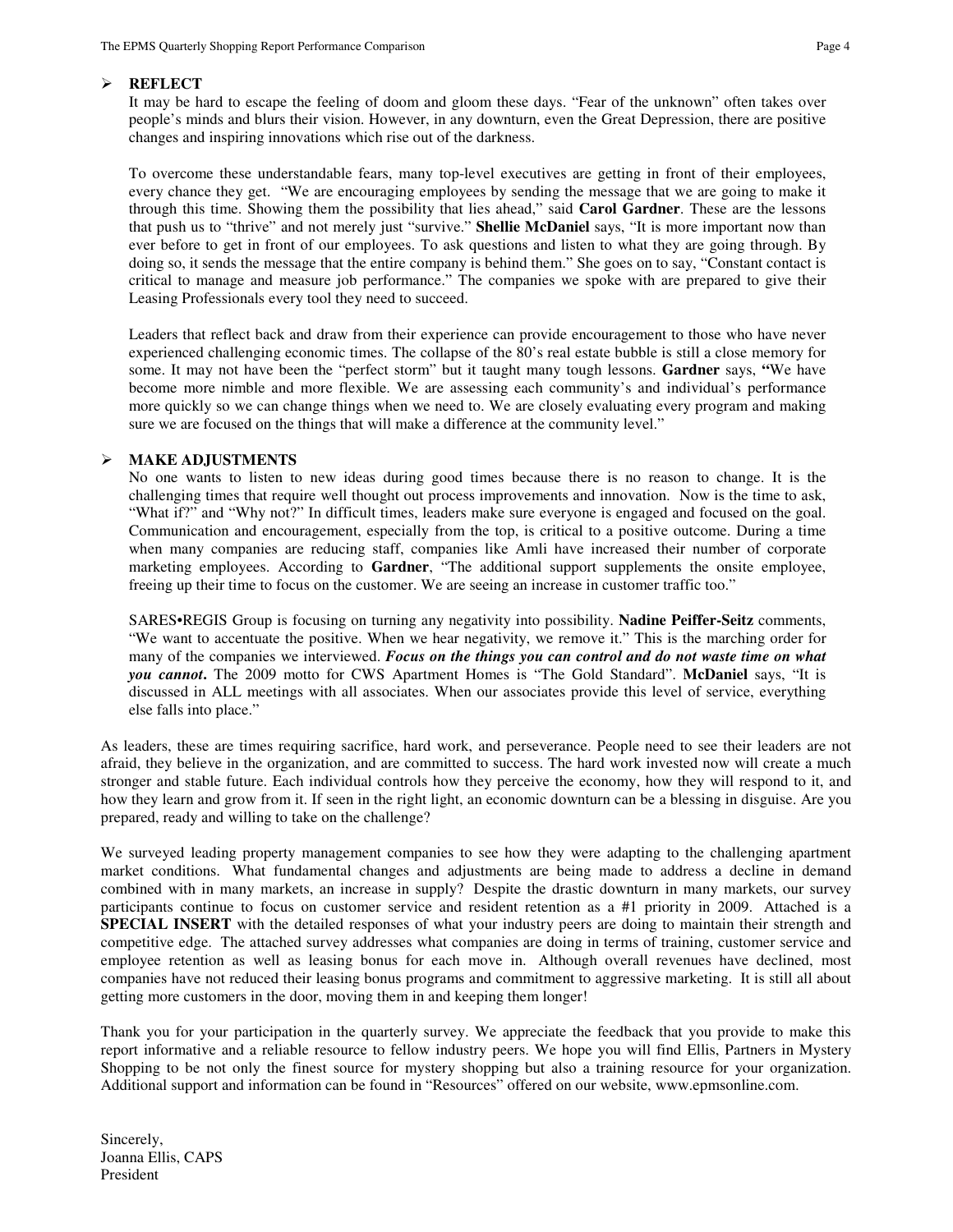- **REFLECT**

  It may be hard to escape the feeling of doom and gloom these days. "Fear of the unknown" often takes over people's minds and blurs their vision. However, in any downturn, even the Great Depression, there are positive changes and inspiring innovations which rise out of the darkness.

  To overcome these understandable fears, many top-level executives are getting in front of their employees, every chance they get. "We are encouraging employees by sending the message that we are going to make it through this time. Showing them the possibility that lies ahead," said **Carol Gardner**. These are the lessons that push us to "thrive" and not merely just "survive." **Shellie McDaniel** says, "It is more important now than ever before to get in front of our employees. To ask questions and listen to what they are going through. By doing so, it sends the message that the entire company is behind them." She goes on to say, "Constant contact is critical to manage and measure job performance." The companies we spoke with are prepared to give their Leasing Professionals every tool they need to succeed.

  Leaders that reflect back and draw from their experience can provide encouragement to those who have never experienced challenging economic times. The collapse of the 80's real estate bubble is still a close memory for some. It may not have been the "perfect storm" but it taught many tough lessons. **Gardner** says, **"**We have become more nimble and more flexible. We are assessing each community's and individual's performance more quickly so we can change things when we need to. We are closely evaluating every program and making sure we are focused on the things that will make a difference at the community level."

- **MAKE ADJUSTMENTS**

  No one wants to listen to new ideas during good times because there is no reason to change. It is the challenging times that require well thought out process improvements and innovation. Now is the time to ask, "What if?" and "Why not?" In difficult times, leaders make sure everyone is engaged and focused on the goal. Communication and encouragement, especially from the top, is critical to a positive outcome. During a time when many companies are reducing staff, companies like Amli have increased their number of corporate marketing employees. According to **Gardner**, "The additional support supplements the onsite employee, freeing up their time to focus on the customer. We are seeing an increase in customer traffic too."

  SARES•REGIS Group is focusing on turning any negativity into possibility. **Nadine Peiffer-Seitz** comments, "We want to accentuate the positive. When we hear negativity, we remove it." This is the marching order for many of the companies we interviewed. ***Focus on the things you can control and do not waste time on what you cannot*.** The 2009 motto for CWS Apartment Homes is "The Gold Standard". **McDaniel** says, "It is discussed in ALL meetings with all associates. When our associates provide this level of service, everything else falls into place."

As leaders, these are times requiring sacrifice, hard work, and perseverance. People need to see their leaders are not afraid, they believe in the organization, and are committed to success. The hard work invested now will create a much stronger and stable future. Each individual controls how they perceive the economy, how they will respond to it, and how they learn and grow from it. If seen in the right light, an economic downturn can be a blessing in disguise. Are you prepared, ready and willing to take on the challenge?

We surveyed leading property management companies to see how they were adapting to the challenging apartment market conditions. What fundamental changes and adjustments are being made to address a decline in demand combined with in many markets, an increase in supply? Despite the drastic downturn in many markets, our survey participants continue to focus on customer service and resident retention as a #1 priority in 2009. Attached is a **SPECIAL INSERT** with the detailed responses of what your industry peers are doing to maintain their strength and competitive edge. The attached survey addresses what companies are doing in terms of training, customer service and employee retention as well as leasing bonus for each move in. Although overall revenues have declined, most companies have not reduced their leasing bonus programs and commitment to aggressive marketing. It is still all about getting more customers in the door, moving them in and keeping them longer!

Thank you for your participation in the quarterly survey. We appreciate the feedback that you provide to make this report informative and a reliable resource to fellow industry peers. We hope you will find Ellis, Partners in Mystery Shopping to be not only the finest source for mystery shopping but also a training resource for your organization. Additional support and information can be found in "Resources" offered on our website, www.epmsonline.com.

Sincerely,
Joanna Ellis, CAPS
President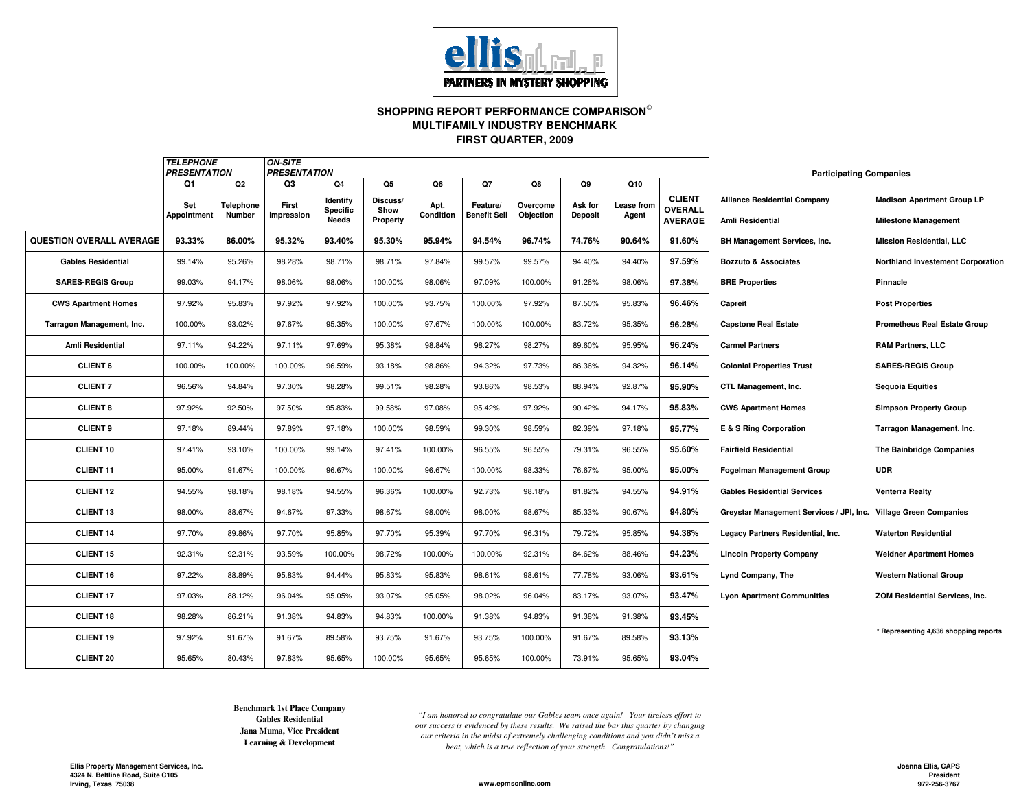ellis PARTNERS IN MYSTERY SHOPPING

## SHOPPING REPORT PERFORMANCE COMPARISON©
## MULTIFAMILY INDUSTRY BENCHMARK
## FIRST QUARTER, 2009

| | *TELEPHONE PRESENTATION* | | *ON-SITE PRESENTATION* | | | | | | | | |
|---|---|---|---|---|---|---|---|---|---|---|---|
| | Q1 | Q2 | Q3 | Q4 | Q5 | Q6 | Q7 | Q8 | Q9 | Q10 | |
| | Set Appointment | Telephone Number | First Impression | Identify Specific Needs | Discuss/ Show Property | Apt. Condition | Feature/ Benefit Sell | Overcome Objection | Ask for Deposit | Lease from Agent | CLIENT OVERALL AVERAGE |
| **QUESTION OVERALL AVERAGE** | **93.33%** | **86.00%** | **95.32%** | **93.40%** | **95.30%** | **95.94%** | **94.54%** | **96.74%** | **74.76%** | **90.64%** | **91.60%** |
| **Gables Residential** | 99.14% | 95.26% | 98.28% | 98.71% | 98.71% | 97.84% | 99.57% | 99.57% | 94.40% | 94.40% | **97.59%** |
| **SARES-REGIS Group** | 99.03% | 94.17% | 98.06% | 98.06% | 100.00% | 98.06% | 97.09% | 100.00% | 91.26% | 98.06% | **97.38%** |
| **CWS Apartment Homes** | 97.92% | 95.83% | 97.92% | 97.92% | 100.00% | 93.75% | 100.00% | 97.92% | 87.50% | 95.83% | **96.46%** |
| **Tarragon Management, Inc.** | 100.00% | 93.02% | 97.67% | 95.35% | 100.00% | 97.67% | 100.00% | 100.00% | 83.72% | 95.35% | **96.28%** |
| **Amli Residential** | 97.11% | 94.22% | 97.11% | 97.69% | 95.38% | 98.84% | 98.27% | 98.27% | 89.60% | 95.95% | **96.24%** |
| **CLIENT 6** | 100.00% | 100.00% | 100.00% | 96.59% | 93.18% | 98.86% | 94.32% | 97.73% | 86.36% | 94.32% | **96.14%** |
| **CLIENT 7** | 96.56% | 94.84% | 97.30% | 98.28% | 99.51% | 98.28% | 93.86% | 98.53% | 88.94% | 92.87% | **95.90%** |
| **CLIENT 8** | 97.92% | 92.50% | 97.50% | 95.83% | 99.58% | 97.08% | 95.42% | 97.92% | 90.42% | 94.17% | **95.83%** |
| **CLIENT 9** | 97.18% | 89.44% | 97.89% | 97.18% | 100.00% | 98.59% | 99.30% | 98.59% | 82.39% | 97.18% | **95.77%** |
| **CLIENT 10** | 97.41% | 93.10% | 100.00% | 99.14% | 97.41% | 100.00% | 96.55% | 96.55% | 79.31% | 96.55% | **95.60%** |
| **CLIENT 11** | 95.00% | 91.67% | 100.00% | 96.67% | 100.00% | 96.67% | 100.00% | 98.33% | 76.67% | 95.00% | **95.00%** |
| **CLIENT 12** | 94.55% | 98.18% | 98.18% | 94.55% | 96.36% | 100.00% | 92.73% | 98.18% | 81.82% | 94.55% | **94.91%** |
| **CLIENT 13** | 98.00% | 88.67% | 94.67% | 97.33% | 98.67% | 98.00% | 98.00% | 98.67% | 85.33% | 90.67% | **94.80%** |
| **CLIENT 14** | 97.70% | 89.86% | 97.70% | 95.85% | 97.70% | 95.39% | 97.70% | 96.31% | 79.72% | 95.85% | **94.38%** |
| **CLIENT 15** | 92.31% | 92.31% | 93.59% | 100.00% | 98.72% | 100.00% | 100.00% | 92.31% | 84.62% | 88.46% | **94.23%** |
| **CLIENT 16** | 97.22% | 88.89% | 95.83% | 94.44% | 95.83% | 95.83% | 98.61% | 98.61% | 77.78% | 93.06% | **93.61%** |
| **CLIENT 17** | 97.03% | 88.12% | 96.04% | 95.05% | 93.07% | 95.05% | 98.02% | 96.04% | 83.17% | 93.07% | **93.47%** |
| **CLIENT 18** | 98.28% | 86.21% | 91.38% | 94.83% | 94.83% | 100.00% | 91.38% | 94.83% | 91.38% | 91.38% | **93.45%** |
| **CLIENT 19** | 97.92% | 91.67% | 91.67% | 89.58% | 93.75% | 91.67% | 93.75% | 100.00% | 91.67% | 89.58% | **93.13%** |
| **CLIENT 20** | 95.65% | 80.43% | 97.83% | 95.65% | 100.00% | 95.65% | 95.65% | 100.00% | 73.91% | 95.65% | **93.04%** |

### Participating Companies

| | |
|---|---|
| Alliance Residential Company | Madison Apartment Group LP |
| Amli Residential | Milestone Management |
| BH Management Services, Inc. | Mission Residential, LLC |
| Bozzuto & Associates | Northland Investement Corporation |
| BRE Properties | Pinnacle |
| Capreit | Post Properties |
| Capstone Real Estate | Prometheus Real Estate Group |
| Carmel Partners | RAM Partners, LLC |
| Colonial Properties Trust | SARES•REGIS Group |
| CTL Management, Inc. | Sequoia Equities |
| CWS Apartment Homes | Simpson Property Group |
| E & S Ring Corporation | Tarragon Management, Inc. |
| Fairfield Residential | The Bainbridge Companies |
| Fogelman Management Group | UDR |
| Gables Residential Services | Venterra Realty |
| Greystar Management Services / JPI, Inc. | Village Green Companies |
| Legacy Partners Residential, Inc. | Waterton Residential |
| Lincoln Property Company | Weidner Apartment Homes |
| Lynd Company, The | Western National Group |
| Lyon Apartment Communities | ZOM Residential Services, Inc. |

* Representing 4,636 shopping reports

**Benchmark 1st Place Company**
**Gables Residential**
**Jana Muma, Vice President**
**Learning & Development**

*"I am honored to congratulate our Gables team once again! Your tireless effort to our success is evidenced by these results. We raised the bar this quarter by changing our criteria in the midst of extremely challenging conditions and you didn't miss a beat, which is a true reflection of your strength. Congratulations!"*

**Ellis Property Management Services, Inc.**
**4324 N. Beltline Road, Suite C105**
**Irving, Texas 75038**

**www.epmsonline.com**

**Joanna Ellis, CAPS**
**President**
**972-256-3767**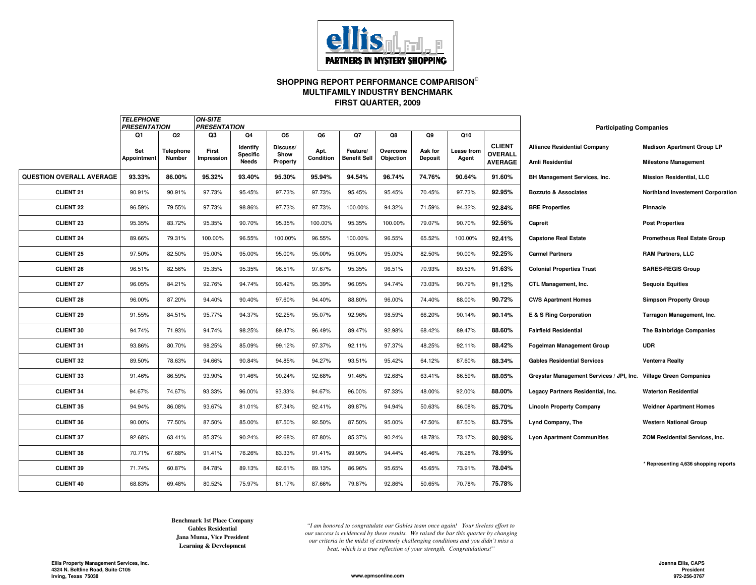ellis PARTNERS IN MYSTERY SHOPPING

## SHOPPING REPORT PERFORMANCE COMPARISON©
## MULTIFAMILY INDUSTRY BENCHMARK
## FIRST QUARTER, 2009

| | *TELEPHONE PRESENTATION* | | *ON-SITE PRESENTATION* | | | | | | | | |
|---|---|---|---|---|---|---|---|---|---|---|---|
| | Q1 | Q2 | Q3 | Q4 | Q5 | Q6 | Q7 | Q8 | Q9 | Q10 | |
| | Set Appointment | Telephone Number | First Impression | Identify Specific Needs | Discuss/ Show Property | Apt. Condition | Feature/ Benefit Sell | Overcome Objection | Ask for Deposit | Lease from Agent | CLIENT OVERALL AVERAGE |
| **QUESTION OVERALL AVERAGE** | **93.33%** | **86.00%** | **95.32%** | **93.40%** | **95.30%** | **95.94%** | **94.54%** | **96.74%** | **74.76%** | **90.64%** | **91.60%** |
| **CLIENT 21** | 90.91% | 90.91% | 97.73% | 95.45% | 97.73% | 97.73% | 95.45% | 95.45% | 70.45% | 97.73% | **92.95%** |
| **CLIENT 22** | 96.59% | 79.55% | 97.73% | 98.86% | 97.73% | 97.73% | 100.00% | 94.32% | 71.59% | 94.32% | **92.84%** |
| **CLIENT 23** | 95.35% | 83.72% | 95.35% | 90.70% | 95.35% | 100.00% | 95.35% | 100.00% | 79.07% | 90.70% | **92.56%** |
| **CLIENT 24** | 89.66% | 79.31% | 100.00% | 96.55% | 100.00% | 96.55% | 100.00% | 96.55% | 65.52% | 100.00% | **92.41%** |
| **CLIENT 25** | 97.50% | 82.50% | 95.00% | 95.00% | 95.00% | 95.00% | 95.00% | 95.00% | 82.50% | 90.00% | **92.25%** |
| **CLIENT 26** | 96.51% | 82.56% | 95.35% | 95.35% | 96.51% | 97.67% | 95.35% | 96.51% | 70.93% | 89.53% | **91.63%** |
| **CLIENT 27** | 96.05% | 84.21% | 92.76% | 94.74% | 93.42% | 95.39% | 96.05% | 94.74% | 73.03% | 90.79% | **91.12%** |
| **CLIENT 28** | 96.00% | 87.20% | 94.40% | 90.40% | 97.60% | 94.40% | 88.80% | 96.00% | 74.40% | 88.00% | **90.72%** |
| **CLIENT 29** | 91.55% | 84.51% | 95.77% | 94.37% | 92.25% | 95.07% | 92.96% | 98.59% | 66.20% | 90.14% | **90.14%** |
| **CLIENT 30** | 94.74% | 71.93% | 94.74% | 98.25% | 89.47% | 96.49% | 89.47% | 92.98% | 68.42% | 89.47% | **88.60%** |
| **CLIENT 31** | 93.86% | 80.70% | 98.25% | 85.09% | 99.12% | 97.37% | 92.11% | 97.37% | 48.25% | 92.11% | **88.42%** |
| **CLIENT 32** | 89.50% | 78.63% | 94.66% | 90.84% | 94.85% | 94.27% | 93.51% | 95.42% | 64.12% | 87.60% | **88.34%** |
| **CLIENT 33** | 91.46% | 86.59% | 93.90% | 91.46% | 90.24% | 92.68% | 91.46% | 92.68% | 63.41% | 86.59% | **88.05%** |
| **CLIENT 34** | 94.67% | 74.67% | 93.33% | 96.00% | 93.33% | 94.67% | 96.00% | 97.33% | 48.00% | 92.00% | **88.00%** |
| **CLEINT 35** | 94.94% | 86.08% | 93.67% | 81.01% | 87.34% | 92.41% | 89.87% | 94.94% | 50.63% | 86.08% | **85.70%** |
| **CLIENT 36** | 90.00% | 77.50% | 87.50% | 85.00% | 87.50% | 92.50% | 87.50% | 95.00% | 47.50% | 87.50% | **83.75%** |
| **CLIENT 37** | 92.68% | 63.41% | 85.37% | 90.24% | 92.68% | 87.80% | 85.37% | 90.24% | 48.78% | 73.17% | **80.98%** |
| **CLIENT 38** | 70.71% | 67.68% | 91.41% | 76.26% | 83.33% | 91.41% | 89.90% | 94.44% | 46.46% | 78.28% | **78.99%** |
| **CLIENT 39** | 71.74% | 60.87% | 84.78% | 89.13% | 82.61% | 89.13% | 86.96% | 95.65% | 45.65% | 73.91% | **78.04%** |
| **CLIENT 40** | 68.83% | 69.48% | 80.52% | 75.97% | 81.17% | 87.66% | 79.87% | 92.86% | 50.65% | 70.78% | **75.78%** |

### Participating Companies

| | |
|---|---|
| **Alliance Residential Company** | **Madison Apartment Group LP** |
| **Amli Residential** | **Milestone Management** |
| **BH Management Services, Inc.** | **Mission Residential, LLC** |
| **Bozzuto & Associates** | **Northland Investement Corporation** |
| **BRE Properties** | **Pinnacle** |
| **Capreit** | **Post Properties** |
| **Capstone Real Estate** | **Prometheus Real Estate Group** |
| **Carmel Partners** | **RAM Partners, LLC** |
| **Colonial Properties Trust** | **SARES•REGIS Group** |
| **CTL Management, Inc.** | **Sequoia Equities** |
| **CWS Apartment Homes** | **Simpson Property Group** |
| **E & S Ring Corporation** | **Tarragon Management, Inc.** |
| **Fairfield Residential** | **The Bainbridge Companies** |
| **Fogelman Management Group** | **UDR** |
| **Gables Residential Services** | **Venterra Realty** |
| **Greystar Management Services / JPI, Inc.** | **Village Green Companies** |
| **Legacy Partners Residential, Inc.** | **Waterton Residential** |
| **Lincoln Property Company** | **Weidner Apartment Homes** |
| **Lynd Company, The** | **Western National Group** |
| **Lyon Apartment Communities** | **ZOM Residential Services, Inc.** |

**\* Representing 4,636 shopping reports**

**Benchmark 1st Place Company**
**Gables Residential**
**Jana Muma, Vice President**
**Learning & Development**

*"I am honored to congratulate our Gables team once again! Your tireless effort to our success is evidenced by these results. We raised the bar this quarter by changing our criteria in the midst of extremely challenging conditions and you didn't miss a beat, which is a true reflection of your strength. Congratulations!"*

**Ellis Property Management Services, Inc.**
**4324 N. Beltline Road, Suite C105**
**Irving, Texas 75038**

**www.epmsonline.com**

**Joanna Ellis, CAPS**
**President**
**972-256-3767**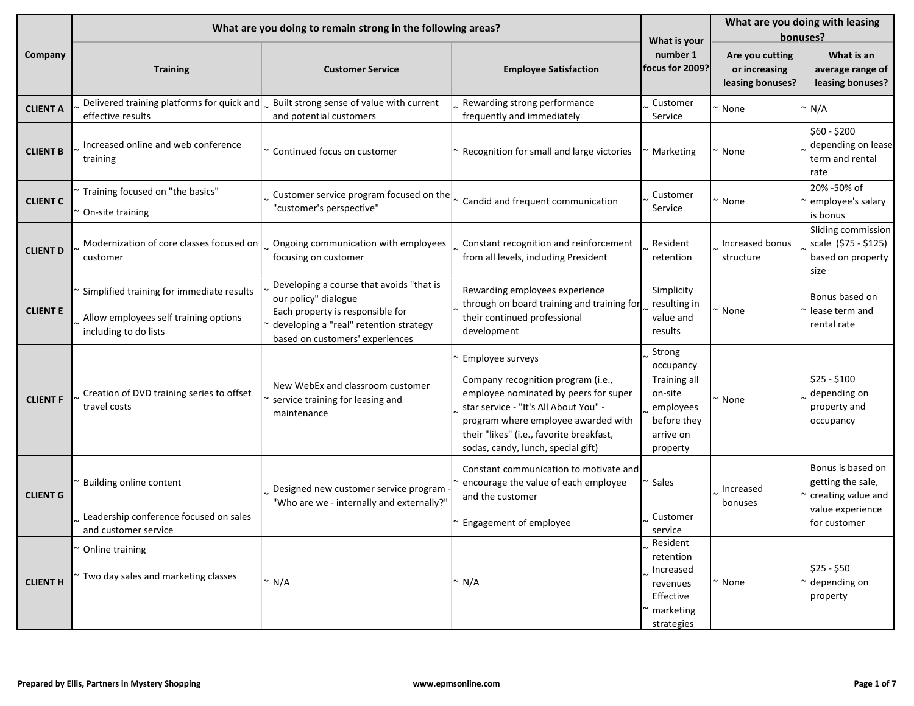| Company | What are you doing to remain strong in the following areas? | | | What is your number 1 focus for 2009? | What are you doing with leasing bonuses? | |
|---|---|---|---|---|---|---|
| | Training | Customer Service | Employee Satisfaction | | Are you cutting or increasing leasing bonuses? | What is an average range of leasing bonuses? |
| CLIENT A | ~ Delivered training platforms for quick and effective results | ~ Built strong sense of value with current and potential customers | ~ Rewarding strong performance frequently and immediately | ~ Customer Service | ~ None | ~ N/A |
| CLIENT B | ~ Increased online and web conference training | ~ Continued focus on customer | ~ Recognition for small and large victories | ~ Marketing | ~ None | ~ $60 - $200 depending on lease term and rental rate |
| CLIENT C | ~ Training focused on "the basics"<br>~ On-site training | ~ Customer service program focused on the "customer's perspective" | ~ Candid and frequent communication | ~ Customer Service | ~ None | ~ 20% -50% of employee's salary is bonus |
| CLIENT D | ~ Modernization of core classes focused on customer | ~ Ongoing communication with employees focusing on customer | ~ Constant recognition and reinforcement from all levels, including President | ~ Resident retention | ~ Increased bonus structure | Sliding commission scale ($75 - $125) based on property size |
| CLIENT E | ~ Simplified training for immediate results<br>~ Allow employees self training options including to do lists | ~ Developing a course that avoids "that is our policy" dialogue<br>~ Each property is responsible for developing a "real" retention strategy based on customers' experiences | ~ Rewarding employees experience through on board training and training for their continued professional development | ~ Simplicity resulting in value and results | ~ None | ~ Bonus based on lease term and rental rate |
| CLIENT F | ~ Creation of DVD training series to offset travel costs | ~ New WebEx and classroom customer service training for leasing and maintenance | ~ Employee surveys<br>~ Company recognition program (i.e., employee nominated by peers for super star service - "It's All About You" - program where employee awarded with their "likes" (i.e., favorite breakfast, sodas, candy, lunch, special gift) | ~ Strong occupancy<br>~ Training all on-site employees before they arrive on property | ~ None | ~ $25 - $100 depending on property and occupancy |
| CLIENT G | ~ Building online content<br>~ Leadership conference focused on sales and customer service | ~ Designed new customer service program - "Who are we - internally and externally?" | ~ Constant communication to motivate and encourage the value of each employee and the customer<br>~ Engagement of employee | ~ Sales<br>~ Customer service | ~ Increased bonuses | ~ Bonus is based on getting the sale, creating value and value experience for customer |
| CLIENT H | ~ Online training<br>~ Two day sales and marketing classes | ~ N/A | ~ N/A | ~ Resident retention<br>~ Increased revenues<br>~ Effective marketing strategies | ~ None | ~ $25 - $50 depending on property |

**Prepared by Ellis, Partners in Mystery Shopping** www.epmsonline.com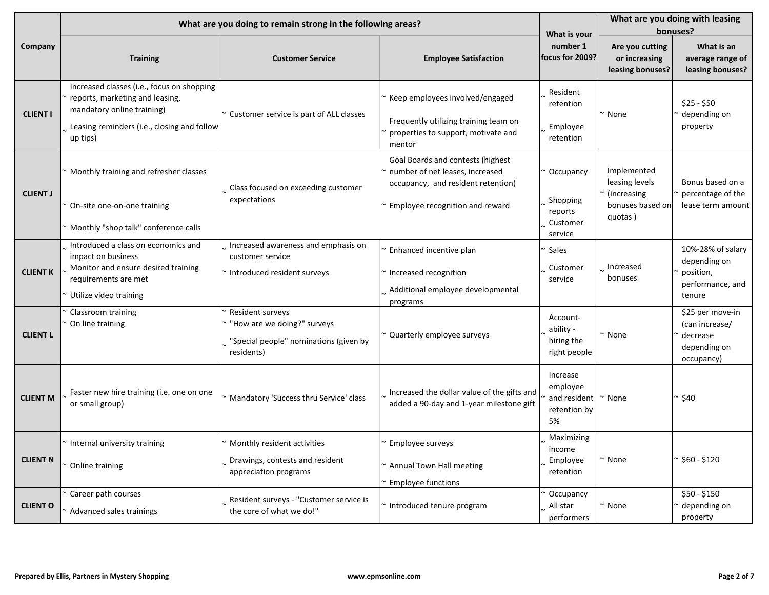| Company | What are you doing to remain strong in the following areas? | | | What is your number 1 focus for 2009? | What are you doing with leasing bonuses? | |
|---|---|---|---|---|---|---|
| | Training | Customer Service | Employee Satisfaction | | Are you cutting or increasing leasing bonuses? | What is an average range of leasing bonuses? |
| CLIENT I | ~ Increased classes (i.e., focus on shopping reports, marketing and leasing, mandatory online training)<br>~ Leasing reminders (i.e., closing and follow up tips) | ~ Customer service is part of ALL classes | ~ Keep employees involved/engaged<br>~ Frequently utilizing training team on properties to support, motivate and mentor | ~ Resident retention<br>~ Employee retention | ~ None | ~ $25 - $50 depending on property |
| CLIENT J | ~ Monthly training and refresher classes<br>~ On-site one-on-one training<br>~ Monthly "shop talk" conference calls | ~ Class focused on exceeding customer expectations | ~ Goal Boards and contests (highest number of net leases, increased occupancy, and resident retention)<br>~ Employee recognition and reward | ~ Occupancy<br>~ Shopping reports<br>~ Customer service | ~ Implemented leasing levels (increasing bonuses based on quotas ) | ~ Bonus based on a percentage of the lease term amount |
| CLIENT K | ~ Introduced a class on economics and impact on business<br>~ Monitor and ensure desired training requirements are met<br>~ Utilize video training | ~ Increased awareness and emphasis on customer service<br>~ Introduced resident surveys | ~ Enhanced incentive plan<br>~ Increased recognition<br>~ Additional employee developmental programs | ~ Sales<br>~ Customer service | ~ Increased bonuses | ~ 10%-28% of salary depending on position, performance, and tenure |
| CLIENT L | ~ Classroom training<br>~ On line training | ~ Resident surveys<br>~ "How are we doing?" surveys<br>~ "Special people" nominations (given by residents) | ~ Quarterly employee surveys | ~ Account-ability - hiring the right people | ~ None | ~ $25 per move-in (can increase/ decrease depending on occupancy) |
| CLIENT M | ~ Faster new hire training (i.e. one on one or small group) | ~ Mandatory 'Success thru Service' class | ~ Increased the dollar value of the gifts and added a 90-day and 1-year milestone gift | ~ Increase employee and resident retention by 5% | ~ None | ~ $40 |
| CLIENT N | ~ Internal university training<br>~ Online training | ~ Monthly resident activities<br>~ Drawings, contests and resident appreciation programs | ~ Employee surveys<br>~ Annual Town Hall meeting<br>~ Employee functions | ~ Maximizing income<br>~ Employee retention | ~ None | ~ $60 - $120 |
| CLIENT O | ~ Career path courses<br>~ Advanced sales trainings | ~ Resident surveys - "Customer service is the core of what we do!" | ~ Introduced tenure program | ~ Occupancy<br>~ All star performers | ~ None | ~ $50 - $150 depending on property |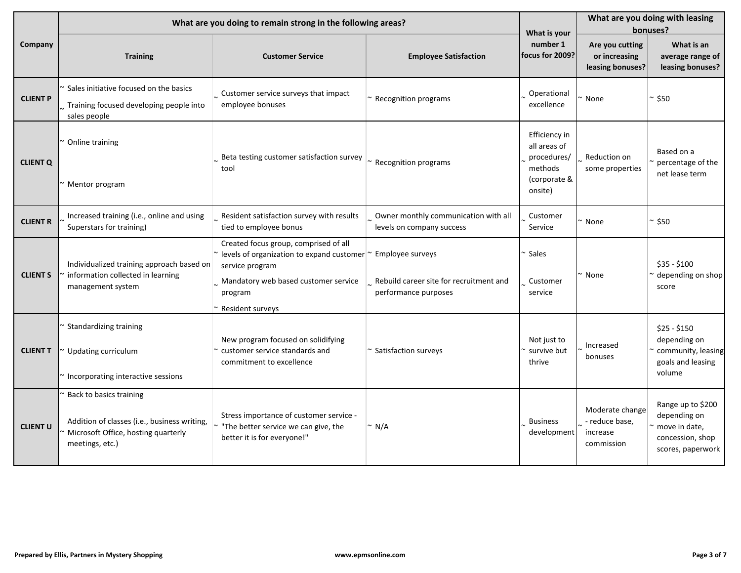| Company | What are you doing to remain strong in the following areas? | | | What is your number 1 focus for 2009? | What are you doing with leasing bonuses? | |
|---|---|---|---|---|---|---|
| | Training | Customer Service | Employee Satisfaction | | Are you cutting or increasing leasing bonuses? | What is an average range of leasing bonuses? |
| CLIENT P | ~ Sales initiative focused on the basics<br>~ Training focused developing people into sales people | ~ Customer service surveys that impact employee bonuses | ~ Recognition programs | ~ Operational excellence | ~ None | ~ $50 |
| CLIENT Q | ~ Online training<br>~ Mentor program | ~ Beta testing customer satisfaction survey tool | ~ Recognition programs | ~ Efficiency in all areas of procedures/ methods (corporate & onsite) | ~ Reduction on some properties | ~ Based on a percentage of the net lease term |
| CLIENT R | ~ Increased training (i.e., online and using Superstars for training) | ~ Resident satisfaction survey with results tied to employee bonus | ~ Owner monthly communication with all levels on company success | ~ Customer Service | ~ None | ~ $50 |
| CLIENT S | ~ Individualized training approach based on information collected in learning management system | ~ Created focus group, comprised of all levels of organization to expand customer service program<br>~ Mandatory web based customer service program<br>~ Resident surveys | ~ Employee surveys<br>~ Rebuild career site for recruitment and performance purposes | ~ Sales<br>~ Customer service | ~ None | ~ $35 - $100 depending on shop score |
| CLIENT T | ~ Standardizing training<br>~ Updating curriculum<br>~ Incorporating interactive sessions | ~ New program focused on solidifying customer service standards and commitment to excellence | ~ Satisfaction surveys | ~ Not just to survive but thrive | ~ Increased bonuses | ~ $25 - $150 depending on community, leasing goals and leasing volume |
| CLIENT U | ~ Back to basics training<br>~ Addition of classes (i.e., business writing, Microsoft Office, hosting quarterly meetings, etc.) | ~ Stress importance of customer service - "The better service we can give, the better it is for everyone!" | ~ N/A | ~ Business development | ~ Moderate change - reduce base, increase commission | ~ Range up to $200 depending on move in date, concession, shop scores, paperwork |

Prepared by Ellis, Partners in Mystery Shopping | www.epmsonline.com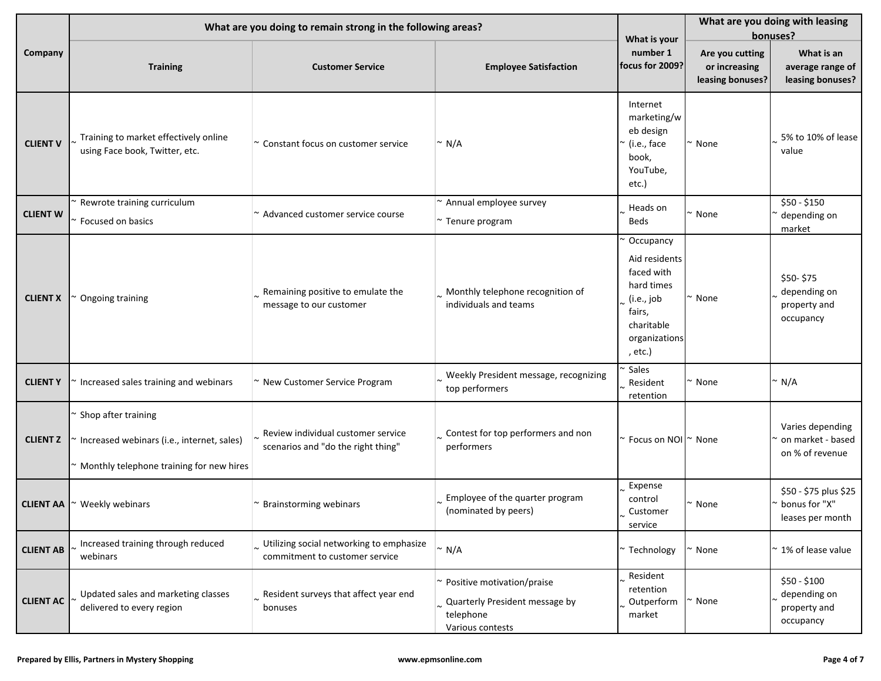| Company | What are you doing to remain strong in the following areas? | | | What is your number 1 focus for 2009? | What are you doing with leasing bonuses? | |
|---|---|---|---|---|---|---|
| | Training | Customer Service | Employee Satisfaction | | Are you cutting or increasing leasing bonuses? | What is an average range of leasing bonuses? |
| CLIENT V | ~ Training to market effectively online using Face book, Twitter, etc. | ~ Constant focus on customer service | ~ N/A | ~ Internet marketing/web design (i.e., face book, YouTube, etc.) | ~ None | ~ 5% to 10% of lease value |
| CLIENT W | ~ Rewrote training curriculum<br>~ Focused on basics | ~ Advanced customer service course | ~ Annual employee survey<br>~ Tenure program | ~ Heads on Beds | ~ None | ~ $50 - $150 depending on market |
| CLIENT X | ~ Ongoing training | ~ Remaining positive to emulate the message to our customer | ~ Monthly telephone recognition of individuals and teams | ~ Occupancy<br>~ Aid residents faced with hard times (i.e., job fairs, charitable organizations, etc.) | ~ None | ~ $50- $75 depending on property and occupancy |
| CLIENT Y | ~ Increased sales training and webinars | ~ New Customer Service Program | ~ Weekly President message, recognizing top performers | ~ Sales<br>~ Resident retention | ~ None | ~ N/A |
| CLIENT Z | ~ Shop after training<br>~ Increased webinars (i.e., internet, sales)<br>~ Monthly telephone training for new hires | ~ Review individual customer service scenarios and "do the right thing" | ~ Contest for top performers and non performers | ~ Focus on NOI | ~ None | ~ Varies depending on market - based on % of revenue |
| CLIENT AA | ~ Weekly webinars | ~ Brainstorming webinars | ~ Employee of the quarter program (nominated by peers) | ~ Expense control<br>~ Customer service | ~ None | ~ $50 - $75 plus $25 bonus for "X" leases per month |
| CLIENT AB | ~ Increased training through reduced webinars | ~ Utilizing social networking to emphasize commitment to customer service | ~ N/A | ~ Technology | ~ None | ~ 1% of lease value |
| CLIENT AC | ~ Updated sales and marketing classes delivered to every region | ~ Resident surveys that affect year end bonuses | ~ Positive motivation/praise<br>~ Quarterly President message by telephone<br>Various contests | ~ Resident retention<br>~ Outperform market | ~ None | ~ $50 - $100 depending on property and occupancy |

Prepared by Ellis, Partners in Mystery Shopping www.epmsonline.com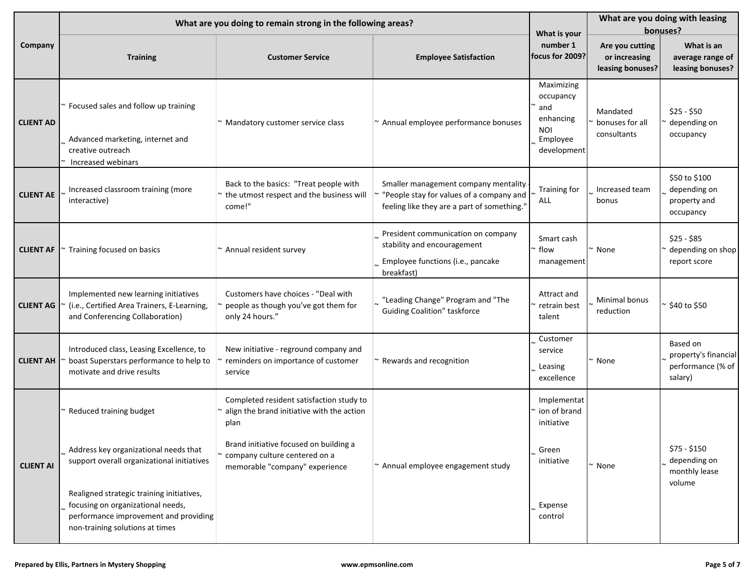| Company | What are you doing to remain strong in the following areas? | | | What is your number 1 focus for 2009? | What are you doing with leasing bonuses? | |
|---|---|---|---|---|---|---|
| | Training | Customer Service | Employee Satisfaction | | Are you cutting or increasing leasing bonuses? | What is an average range of leasing bonuses? |
| CLIENT AD | ~ Focused sales and follow up training<br>~ Advanced marketing, internet and creative outreach<br>~ Increased webinars | ~ Mandatory customer service class | ~ Annual employee performance bonuses | ~ Maximizing occupancy and enhancing NOI<br>~ Employee development | ~ Mandated bonuses for all consultants | ~ $25 - $50 depending on occupancy |
| CLIENT AE | ~ Increased classroom training (more interactive) | ~ Back to the basics: "Treat people with the utmost respect and the business will come!" | ~ Smaller management company mentality - "People stay for values of a company and feeling like they are a part of something." | ~ Training for ALL | ~ Increased team bonus | ~ $50 to $100 depending on property and occupancy |
| CLIENT AF | ~ Training focused on basics | ~ Annual resident survey | ~ President communication on company stability and encouragement<br>~ Employee functions (i.e., pancake breakfast) | ~ Smart cash flow management | ~ None | ~ $25 - $85 depending on shop report score |
| CLIENT AG | ~ Implemented new learning initiatives (i.e., Certified Area Trainers, E-Learning, and Conferencing Collaboration) | ~ Customers have choices - "Deal with people as though you've got them for only 24 hours." | ~ "Leading Change" Program and "The Guiding Coalition" taskforce | ~ Attract and retrain best talent | ~ Minimal bonus reduction | ~ $40 to $50 |
| CLIENT AH | ~ Introduced class, Leasing Excellence, to boast Superstars performance to help to motivate and drive results | ~ New initiative - reground company and reminders on importance of customer service | ~ Rewards and recognition | ~ Customer service<br>~ Leasing excellence | ~ None | ~ Based on property's financial performance (% of salary) |
| CLIENT AI | ~ Reduced training budget<br>~ Address key organizational needs that support overall organizational initiatives<br>~ Realigned strategic training initiatives, focusing on organizational needs, performance improvement and providing non-training solutions at times | ~ Completed resident satisfaction study to align the brand initiative with the action plan<br>~ Brand initiative focused on building a company culture centered on a memorable "company" experience | ~ Annual employee engagement study | ~ Implementation of brand initiative<br>~ Green initiative<br>~ Expense control | ~ None | ~ $75 - $150 depending on monthly lease volume |

Prepared by Ellis, Partners in Mystery Shopping www.epmsonline.com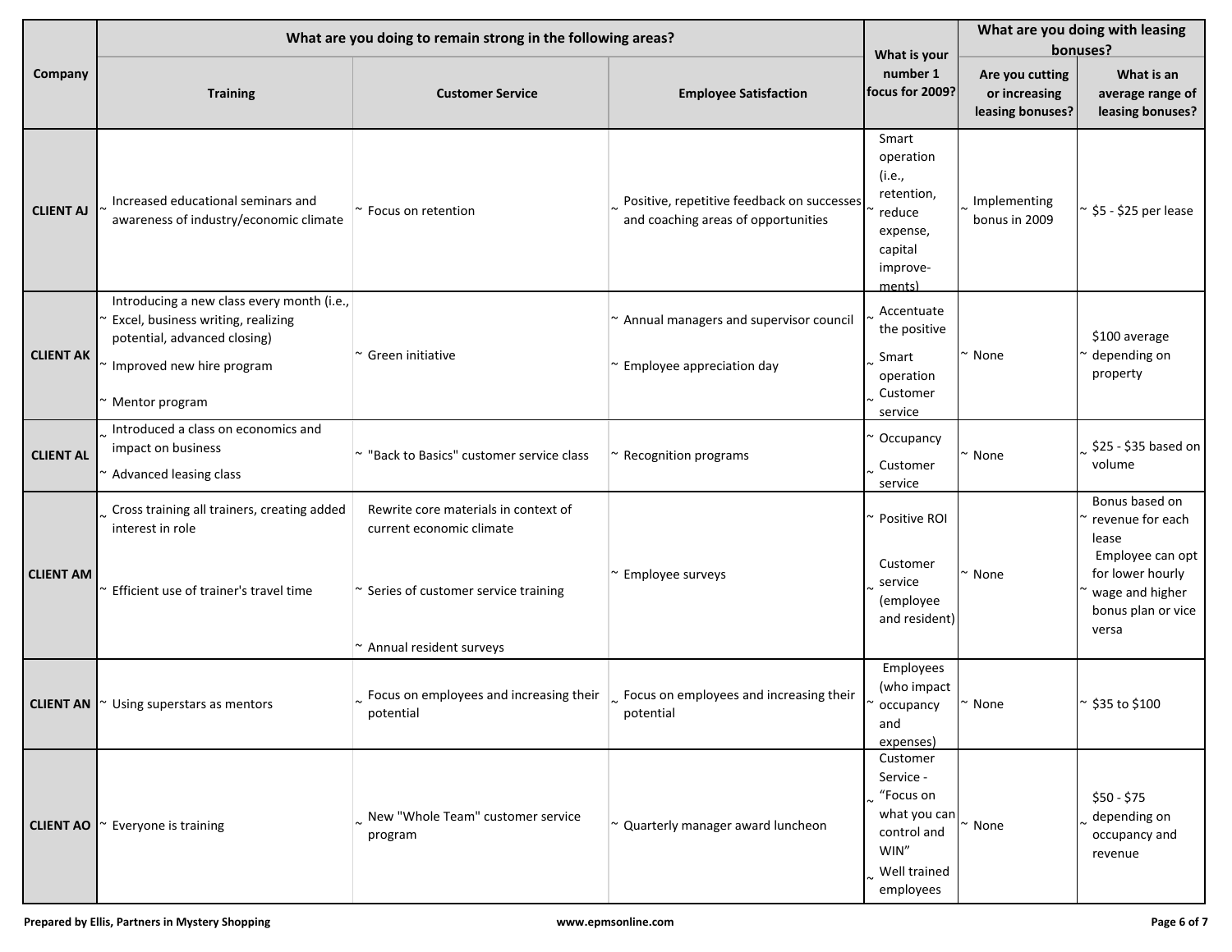| Company | What are you doing to remain strong in the following areas? | | | What is your number 1 focus for 2009? | What are you doing with leasing bonuses? | |
|---|---|---|---|---|---|---|
| | Training | Customer Service | Employee Satisfaction | | Are you cutting or increasing leasing bonuses? | What is an average range of leasing bonuses? |
| CLIENT AJ | ~ Increased educational seminars and awareness of industry/economic climate | ~ Focus on retention | ~ Positive, repetitive feedback on successes and coaching areas of opportunities | ~ Smart operation (i.e., retention, reduce expense, capital improve-ments) | ~ Implementing bonus in 2009 | ~ $5 - $25 per lease |
| CLIENT AK | ~ Introducing a new class every month (i.e., Excel, business writing, realizing potential, advanced closing)<br>~ Improved new hire program<br>~ Mentor program | ~ Green initiative | ~ Annual managers and supervisor council<br>~ Employee appreciation day | ~ Accentuate the positive<br>~ Smart operation<br>~ Customer service | ~ None | ~ $100 average depending on property |
| CLIENT AL | ~ Introduced a class on economics and impact on business<br>~ Advanced leasing class | ~ "Back to Basics" customer service class | ~ Recognition programs | ~ Occupancy<br>~ Customer service | ~ None | ~ $25 - $35 based on volume |
| CLIENT AM | ~ Cross training all trainers, creating added interest in role<br>~ Efficient use of trainer's travel time | Rewrite core materials in context of current economic climate<br>~ Series of customer service training<br>~ Annual resident surveys | ~ Employee surveys | ~ Positive ROI<br>~ Customer service (employee and resident) | ~ None | ~ Bonus based on revenue for each lease<br>~ Employee can opt for lower hourly wage and higher bonus plan or vice versa |
| CLIENT AN | ~ Using superstars as mentors | ~ Focus on employees and increasing their potential | ~ Focus on employees and increasing their potential | ~ Employees (who impact occupancy and expenses) | ~ None | ~ $35 to $100 |
| CLIENT AO | ~ Everyone is training | ~ New "Whole Team" customer service program | ~ Quarterly manager award luncheon | ~ Customer Service - "Focus on what you can control and WIN"<br>~ Well trained employees | ~ None | ~ $50 - $75 depending on occupancy and revenue |

Prepared by Ellis, Partners in Mystery Shopping www.epmsonline.com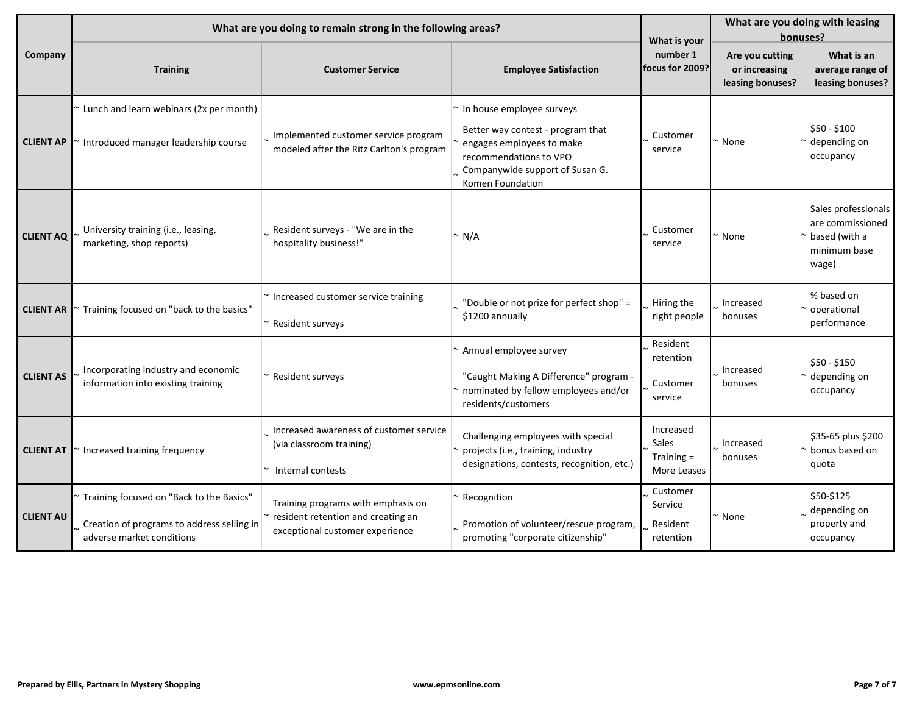| Company | What are you doing to remain strong in the following areas? | | | What is your number 1 focus for 2009? | What are you doing with leasing bonuses? | |
|---|---|---|---|---|---|---|
| | Training | Customer Service | Employee Satisfaction | | Are you cutting or increasing leasing bonuses? | What is an average range of leasing bonuses? |
| CLIENT AP | ~ Lunch and learn webinars (2x per month)<br>~ Introduced manager leadership course | ~ Implemented customer service program modeled after the Ritz Carlton's program | ~ In house employee surveys<br>~ Better way contest - program that engages employees to make recommendations to VPO<br>~ Companywide support of Susan G. Komen Foundation | ~ Customer service | ~ None | ~ $50 - $100 depending on occupancy |
| CLIENT AQ | ~ University training (i.e., leasing, marketing, shop reports) | ~ Resident surveys - "We are in the hospitality business!" | ~ N/A | ~ Customer service | ~ None | ~ Sales professionals are commissioned based (with a minimum base wage) |
| CLIENT AR | ~ Training focused on "back to the basics" | ~ Increased customer service training<br>~ Resident surveys | ~ "Double or not prize for perfect shop" = $1200 annually | ~ Hiring the right people | ~ Increased bonuses | ~ % based on operational performance |
| CLIENT AS | ~ Incorporating industry and economic information into existing training | ~ Resident surveys | ~ Annual employee survey<br>~ "Caught Making A Difference" program - nominated by fellow employees and/or residents/customers | ~ Resident retention<br>~ Customer service | ~ Increased bonuses | ~ $50 - $150 depending on occupancy |
| CLIENT AT | ~ Increased training frequency | ~ Increased awareness of customer service (via classroom training)<br>~ Internal contests | ~ Challenging employees with special projects (i.e., training, industry designations, contests, recognition, etc.) | ~ Increased Sales Training = More Leases | ~ Increased bonuses | ~ $35-65 plus $200 bonus based on quota |
| CLIENT AU | ~ Training focused on "Back to the Basics"<br>~ Creation of programs to address selling in adverse market conditions | ~ Training programs with emphasis on resident retention and creating an exceptional customer experience | ~ Recognition<br>~ Promotion of volunteer/rescue program, promoting "corporate citizenship" | ~ Customer Service<br>~ Resident retention | ~ None | ~ $50-$125 depending on property and occupancy |

Prepared by Ellis, Partners in Mystery Shopping

www.epmsonline.com